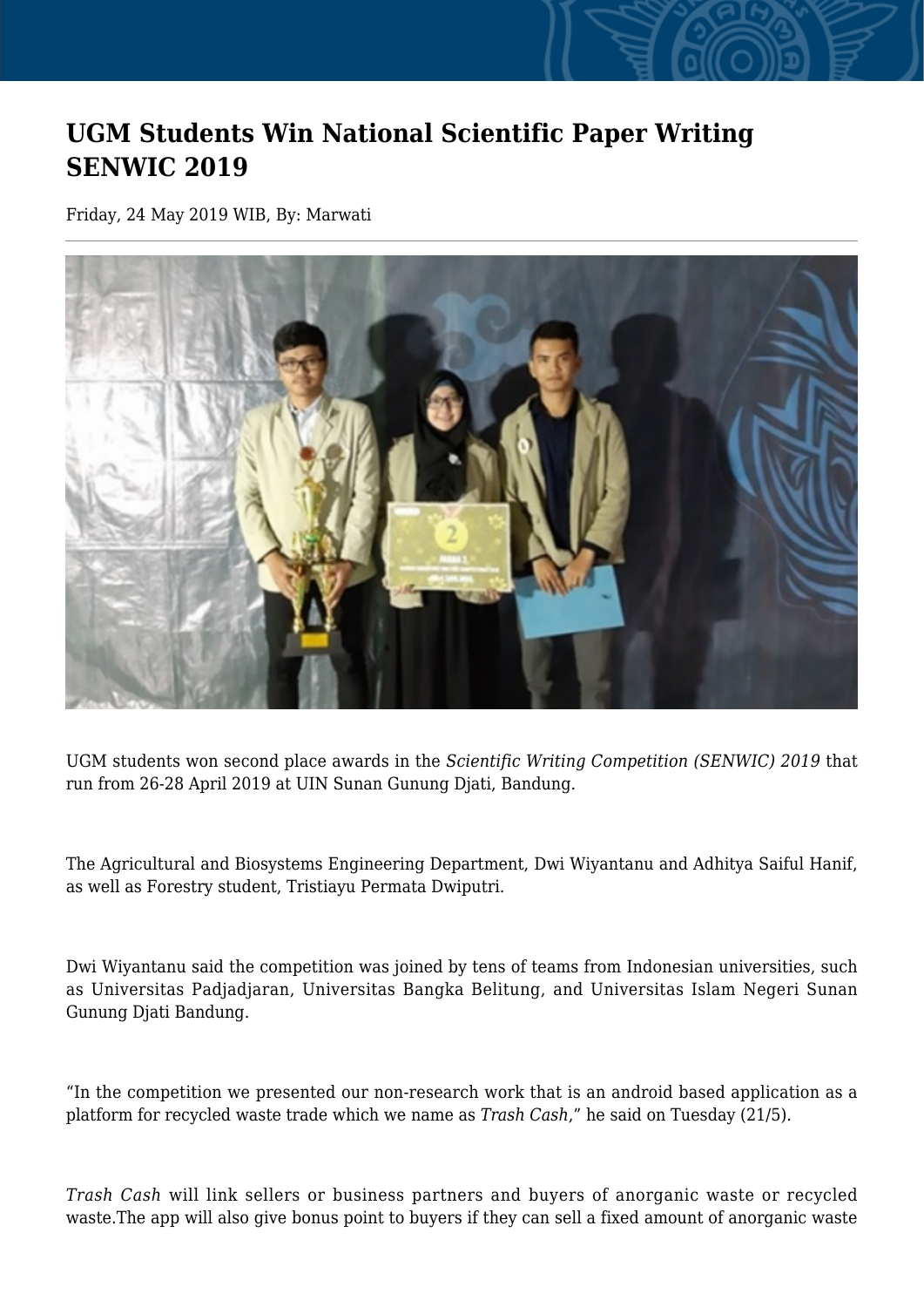# UGM Students Win National Scientific Paper Writing SENWIC 2019

Friday, 24 May 2019 WIB, By: Marwati

UGM students won second place awards in the *Scientific Writing Competition (SENWIC) 2019* that run from 26-28 April 2019 at UIN Sunan Gunung Djati, Bandung.

The Agricultural and Biosystems Engineering Department, Dwi Wiyantanu and Adhitya Saiful Hanif, as well as Forestry student, Tristiayu Permata Dwiputri.

Dwi Wiyantanu said the competition was joined by tens of teams from Indonesian universities, such as Universitas Padjadjaran, Universitas Bangka Belitung, and Universitas Islam Negeri Sunan Gunung Djati Bandung.

“In the competition we presented our non-research work that is an android based application as a platform for recycled waste trade which we name as *Trash Cash*,” he said on Tuesday (21/5).

*Trash Cash* will link sellers or business partners and buyers of anorganic waste or recycled waste.The app will also give bonus point to buyers if they can sell a fixed amount of anorganic waste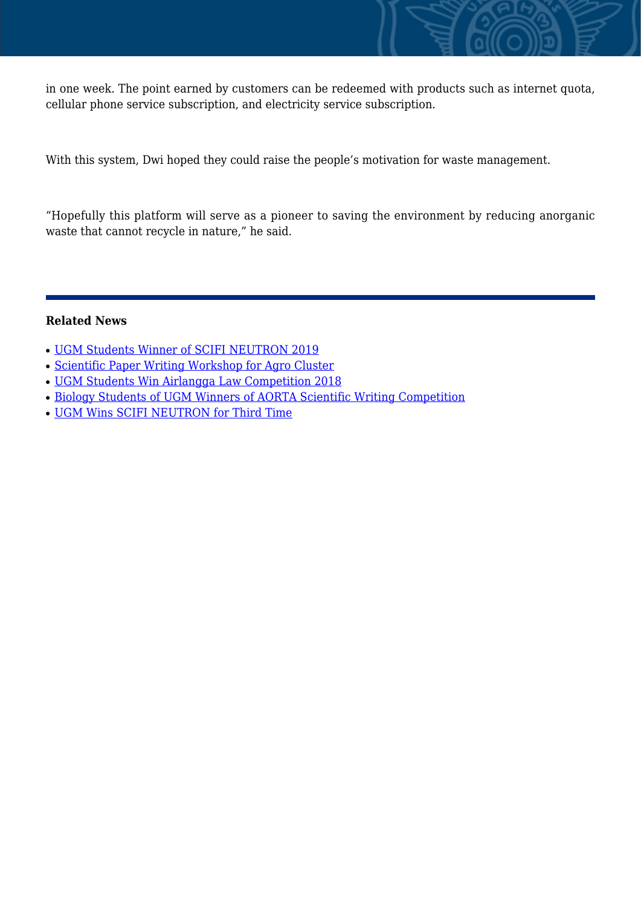in one week. The point earned by customers can be redeemed with products such as internet quota, cellular phone service subscription, and electricity service subscription.

With this system, Dwi hoped they could raise the people's motivation for waste management.

"Hopefully this platform will serve as a pioneer to saving the environment by reducing anorganic waste that cannot recycle in nature," he said.

---

**Related News**

- UGM Students Winner of SCIFI NEUTRON 2019
- Scientific Paper Writing Workshop for Agro Cluster
- UGM Students Win Airlangga Law Competition 2018
- Biology Students of UGM Winners of AORTA Scientific Writing Competition
- UGM Wins SCIFI NEUTRON for Third Time